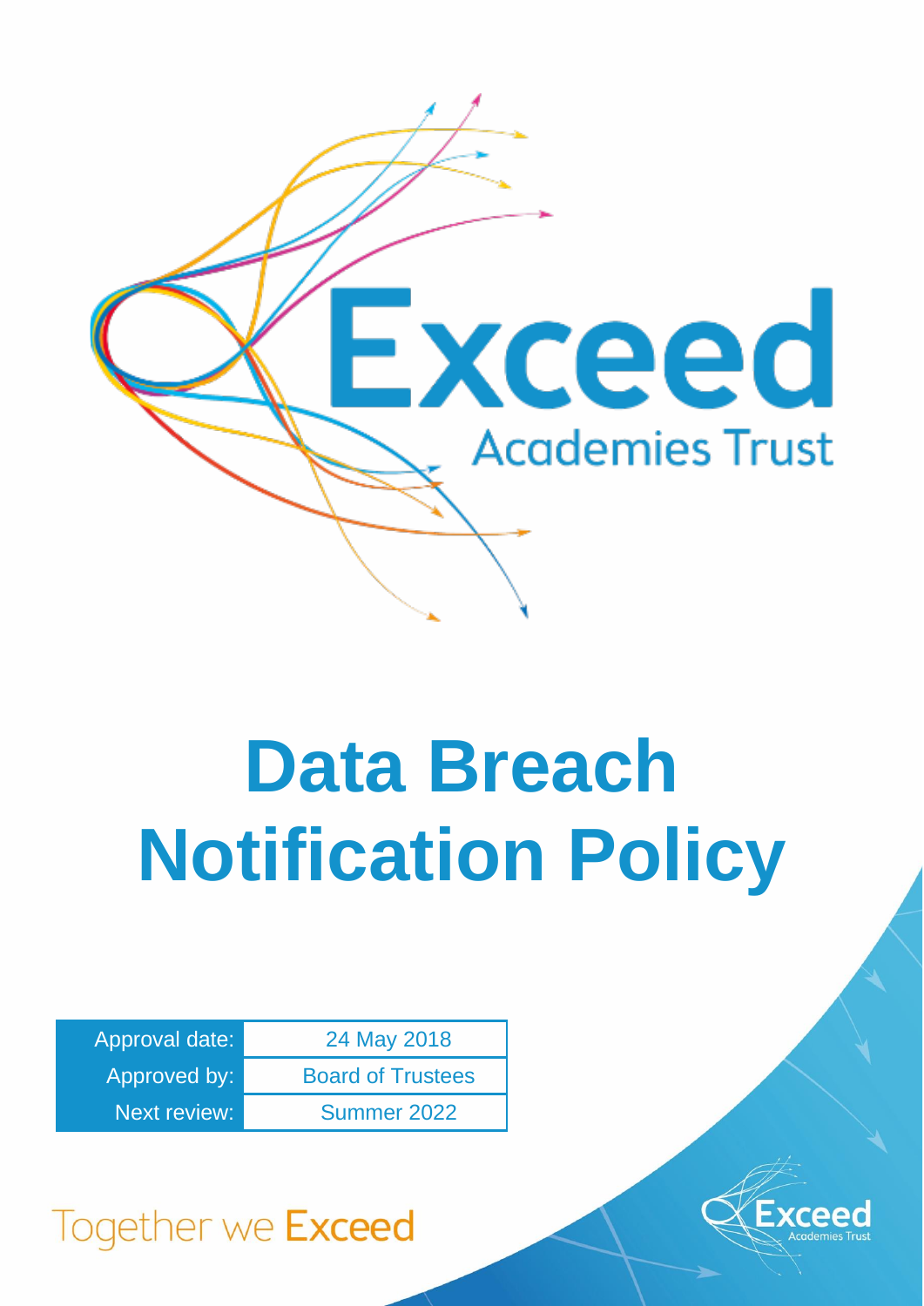Exceed Academies Trust

# Data Breach Notification Policy

| Approval date: | 24 May 2018 |
|---|---|
| Approved by: | Board of Trustees |
| Next review: | Summer 2022 |

Together we Exceed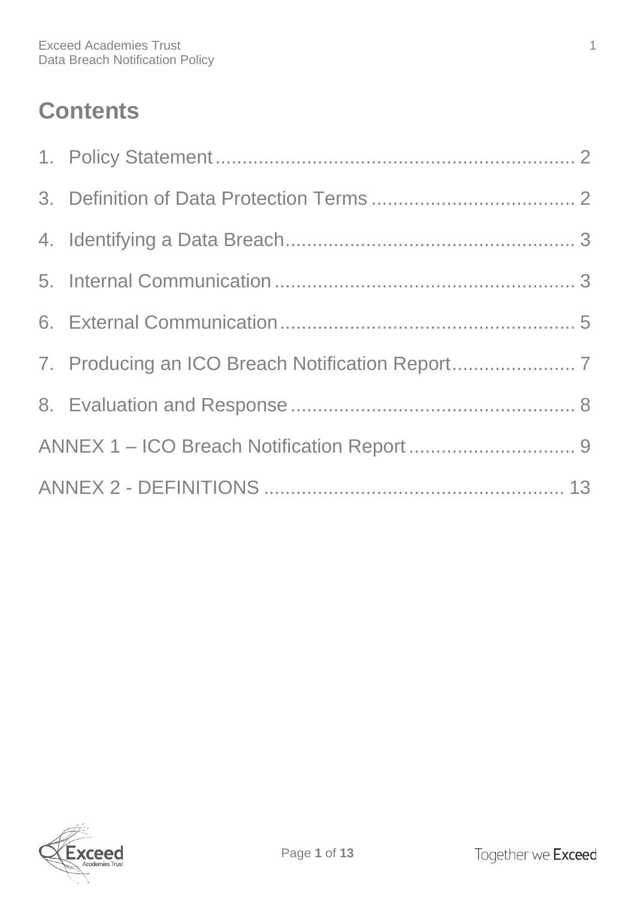# Contents

1. Policy Statement .................................................................... 2
3. Definition of Data Protection Terms ...................................... 2
4. Identifying a Data Breach ...................................................... 3
5. Internal Communication ........................................................ 3
6. External Communication ....................................................... 5
7. Producing an ICO Breach Notification Report ....................... 7
8. Evaluation and Response ..................................................... 8

ANNEX 1 – ICO Breach Notification Report ............................... 9

ANNEX 2 - DEFINITIONS ........................................................ 13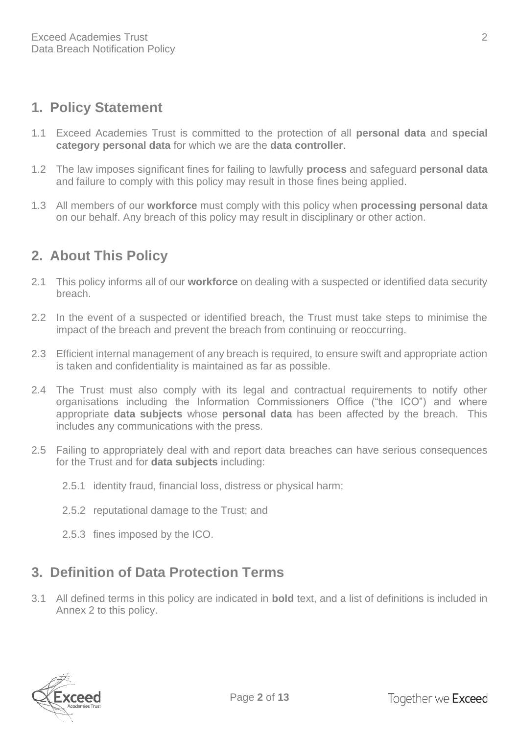## 1. Policy Statement

1.1 Exceed Academies Trust is committed to the protection of all **personal data** and **special category personal data** for which we are the **data controller**.

1.2 The law imposes significant fines for failing to lawfully **process** and safeguard **personal data** and failure to comply with this policy may result in those fines being applied.

1.3 All members of our **workforce** must comply with this policy when **processing personal data** on our behalf. Any breach of this policy may result in disciplinary or other action.

## 2. About This Policy

2.1 This policy informs all of our **workforce** on dealing with a suspected or identified data security breach.

2.2 In the event of a suspected or identified breach, the Trust must take steps to minimise the impact of the breach and prevent the breach from continuing or reoccurring.

2.3 Efficient internal management of any breach is required, to ensure swift and appropriate action is taken and confidentiality is maintained as far as possible.

2.4 The Trust must also comply with its legal and contractual requirements to notify other organisations including the Information Commissioners Office ("the ICO") and where appropriate **data subjects** whose **personal data** has been affected by the breach. This includes any communications with the press.

2.5 Failing to appropriately deal with and report data breaches can have serious consequences for the Trust and for **data subjects** including:

2.5.1 identity fraud, financial loss, distress or physical harm;

2.5.2 reputational damage to the Trust; and

2.5.3 fines imposed by the ICO.

## 3. Definition of Data Protection Terms

3.1 All defined terms in this policy are indicated in **bold** text, and a list of definitions is included in Annex 2 to this policy.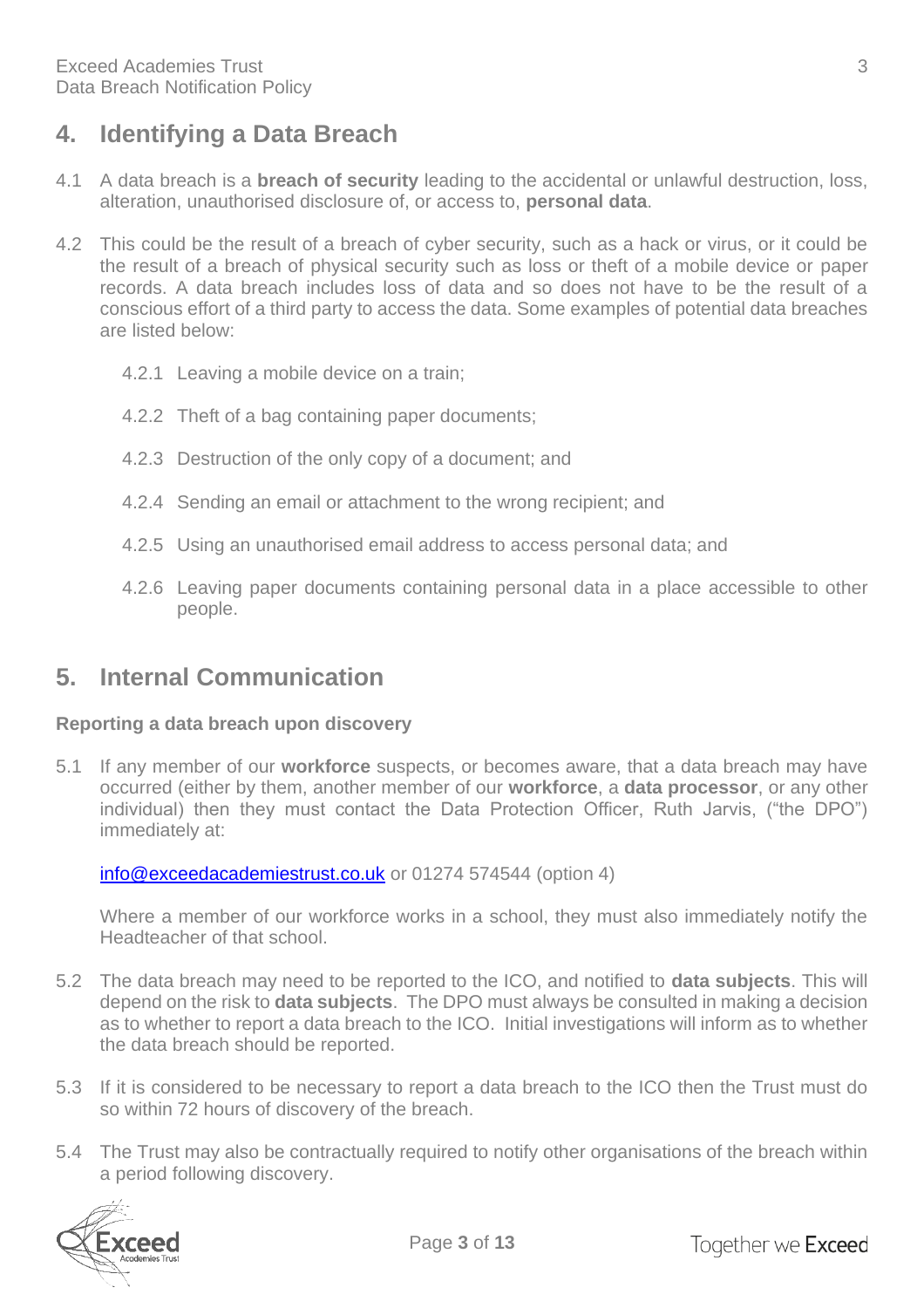## 4. Identifying a Data Breach

4.1 A data breach is a **breach of security** leading to the accidental or unlawful destruction, loss, alteration, unauthorised disclosure of, or access to, **personal data**.

4.2 This could be the result of a breach of cyber security, such as a hack or virus, or it could be the result of a breach of physical security such as loss or theft of a mobile device or paper records. A data breach includes loss of data and so does not have to be the result of a conscious effort of a third party to access the data. Some examples of potential data breaches are listed below:

4.2.1 Leaving a mobile device on a train;

4.2.2 Theft of a bag containing paper documents;

4.2.3 Destruction of the only copy of a document; and

4.2.4 Sending an email or attachment to the wrong recipient; and

4.2.5 Using an unauthorised email address to access personal data; and

4.2.6 Leaving paper documents containing personal data in a place accessible to other people.

## 5. Internal Communication

**Reporting a data breach upon discovery**

5.1 If any member of our **workforce** suspects, or becomes aware, that a data breach may have occurred (either by them, another member of our **workforce**, a **data processor**, or any other individual) then they must contact the Data Protection Officer, Ruth Jarvis, ("the DPO") immediately at:

info@exceedacademiestrust.co.uk or 01274 574544 (option 4)

Where a member of our workforce works in a school, they must also immediately notify the Headteacher of that school.

5.2 The data breach may need to be reported to the ICO, and notified to **data subjects**. This will depend on the risk to **data subjects**. The DPO must always be consulted in making a decision as to whether to report a data breach to the ICO. Initial investigations will inform as to whether the data breach should be reported.

5.3 If it is considered to be necessary to report a data breach to the ICO then the Trust must do so within 72 hours of discovery of the breach.

5.4 The Trust may also be contractually required to notify other organisations of the breach within a period following discovery.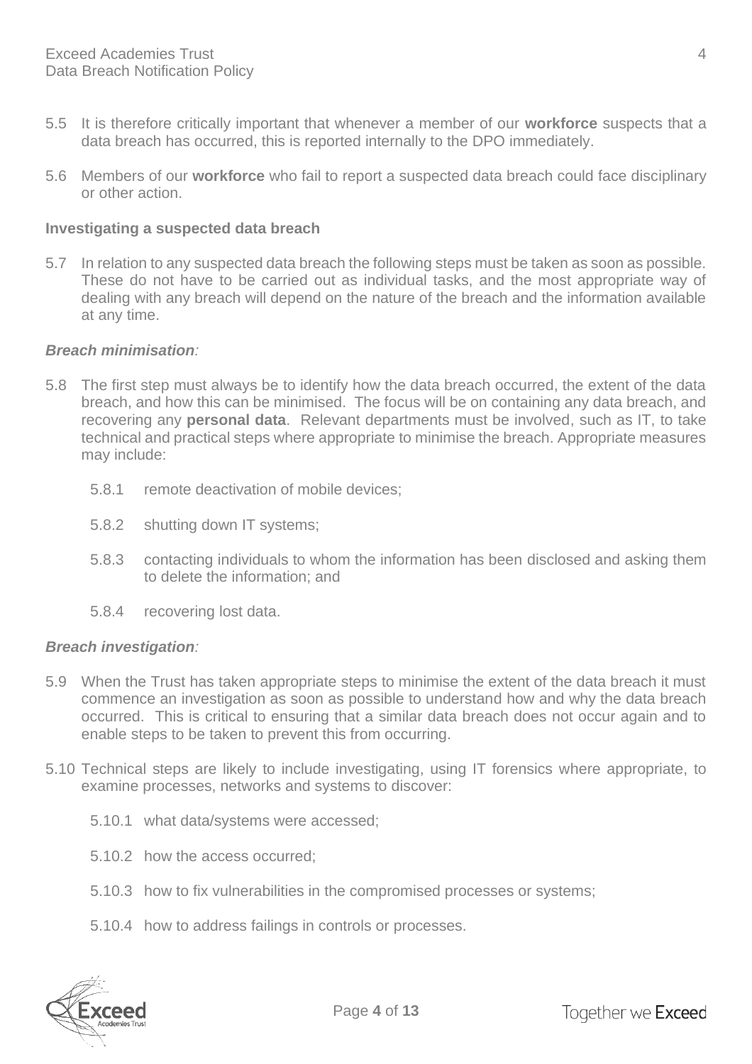5.5 It is therefore critically important that whenever a member of our **workforce** suspects that a data breach has occurred, this is reported internally to the DPO immediately.

5.6 Members of our **workforce** who fail to report a suspected data breach could face disciplinary or other action.

### Investigating a suspected data breach

5.7 In relation to any suspected data breach the following steps must be taken as soon as possible. These do not have to be carried out as individual tasks, and the most appropriate way of dealing with any breach will depend on the nature of the breach and the information available at any time.

***Breach minimisation**:*

5.8 The first step must always be to identify how the data breach occurred, the extent of the data breach, and how this can be minimised. The focus will be on containing any data breach, and recovering any **personal data**. Relevant departments must be involved, such as IT, to take technical and practical steps where appropriate to minimise the breach. Appropriate measures may include:

- 5.8.1 remote deactivation of mobile devices;
- 5.8.2 shutting down IT systems;
- 5.8.3 contacting individuals to whom the information has been disclosed and asking them to delete the information; and
- 5.8.4 recovering lost data.

***Breach investigation**:*

5.9 When the Trust has taken appropriate steps to minimise the extent of the data breach it must commence an investigation as soon as possible to understand how and why the data breach occurred. This is critical to ensuring that a similar data breach does not occur again and to enable steps to be taken to prevent this from occurring.

5.10 Technical steps are likely to include investigating, using IT forensics where appropriate, to examine processes, networks and systems to discover:

- 5.10.1 what data/systems were accessed;
- 5.10.2 how the access occurred;
- 5.10.3 how to fix vulnerabilities in the compromised processes or systems;
- 5.10.4 how to address failings in controls or processes.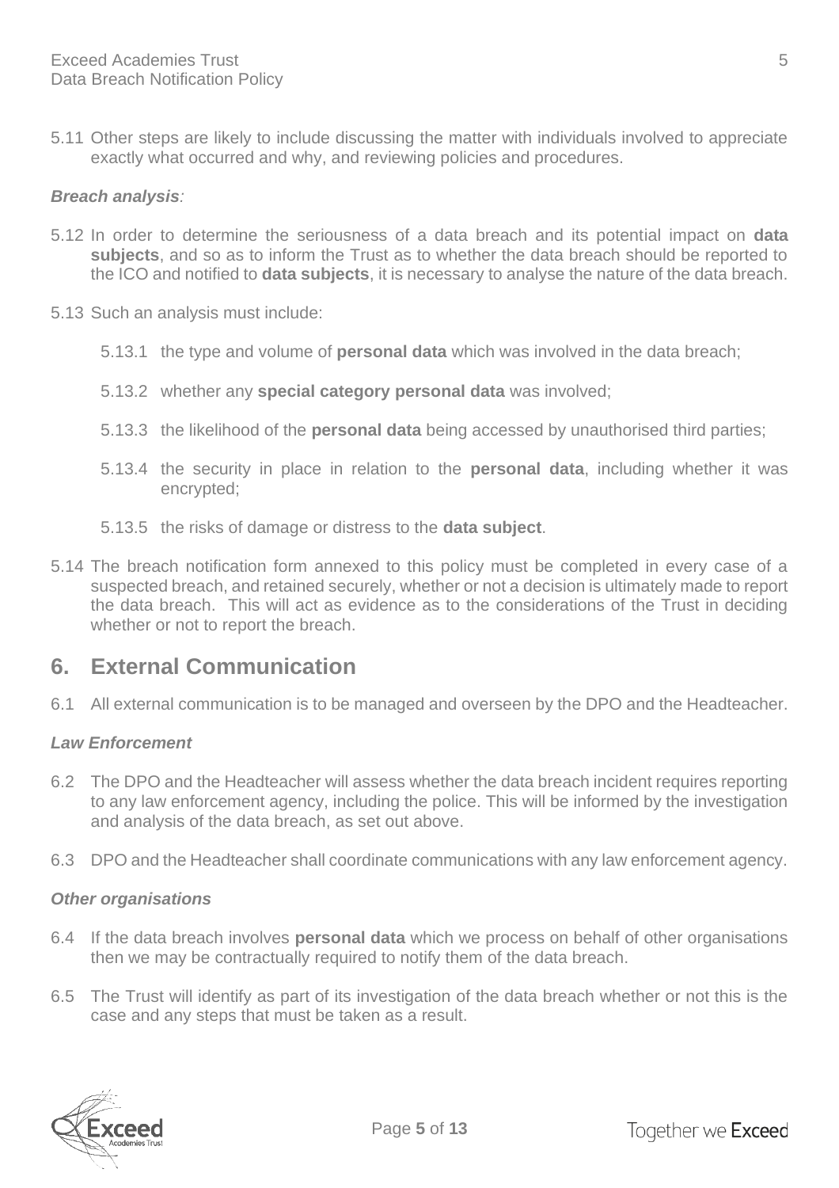5.11 Other steps are likely to include discussing the matter with individuals involved to appreciate exactly what occurred and why, and reviewing policies and procedures.

***Breach analysis**:*

5.12 In order to determine the seriousness of a data breach and its potential impact on **data subjects**, and so as to inform the Trust as to whether the data breach should be reported to the ICO and notified to **data subjects**, it is necessary to analyse the nature of the data breach.

5.13 Such an analysis must include:

5.13.1 the type and volume of **personal data** which was involved in the data breach;

5.13.2 whether any **special category personal data** was involved;

5.13.3 the likelihood of the **personal data** being accessed by unauthorised third parties;

5.13.4 the security in place in relation to the **personal data**, including whether it was encrypted;

5.13.5 the risks of damage or distress to the **data subject**.

5.14 The breach notification form annexed to this policy must be completed in every case of a suspected breach, and retained securely, whether or not a decision is ultimately made to report the data breach. This will act as evidence as to the considerations of the Trust in deciding whether or not to report the breach.

## 6. External Communication

6.1 All external communication is to be managed and overseen by the DPO and the Headteacher.

***Law Enforcement***

6.2 The DPO and the Headteacher will assess whether the data breach incident requires reporting to any law enforcement agency, including the police. This will be informed by the investigation and analysis of the data breach, as set out above.

6.3 DPO and the Headteacher shall coordinate communications with any law enforcement agency.

***Other organisations***

6.4 If the data breach involves **personal data** which we process on behalf of other organisations then we may be contractually required to notify them of the data breach.

6.5 The Trust will identify as part of its investigation of the data breach whether or not this is the case and any steps that must be taken as a result.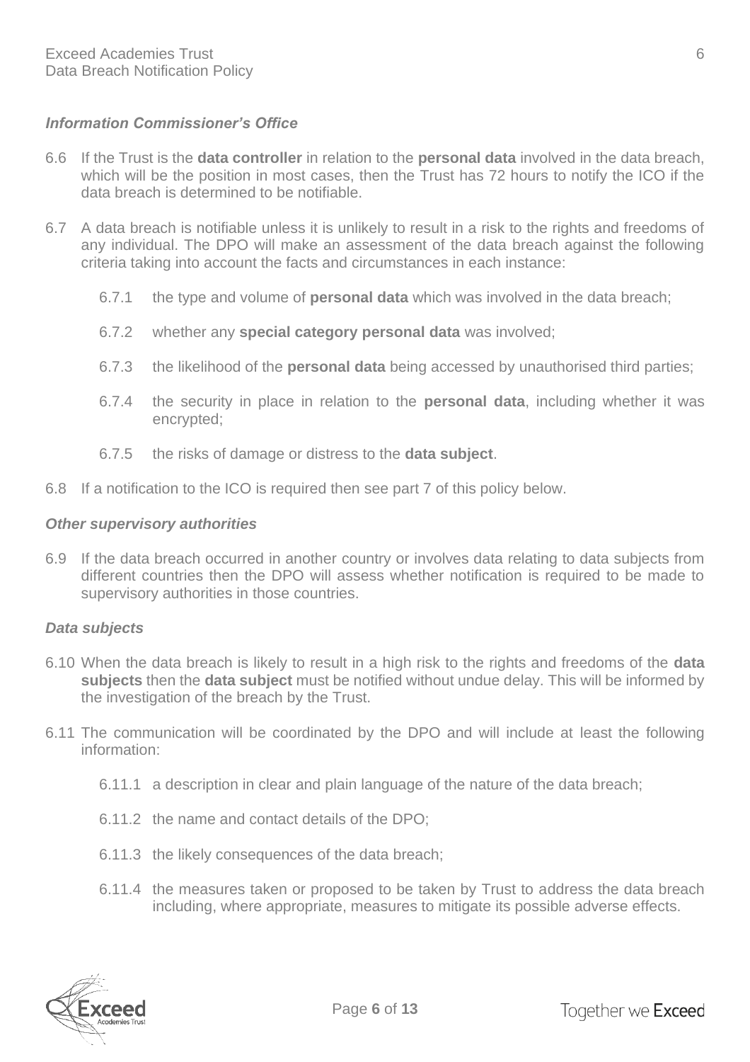### *Information Commissioner's Office*

6.6 If the Trust is the **data controller** in relation to the **personal data** involved in the data breach, which will be the position in most cases, then the Trust has 72 hours to notify the ICO if the data breach is determined to be notifiable.

6.7 A data breach is notifiable unless it is unlikely to result in a risk to the rights and freedoms of any individual. The DPO will make an assessment of the data breach against the following criteria taking into account the facts and circumstances in each instance:

- 6.7.1 the type and volume of **personal data** which was involved in the data breach;
- 6.7.2 whether any **special category personal data** was involved;
- 6.7.3 the likelihood of the **personal data** being accessed by unauthorised third parties;
- 6.7.4 the security in place in relation to the **personal data**, including whether it was encrypted;
- 6.7.5 the risks of damage or distress to the **data subject**.

6.8 If a notification to the ICO is required then see part 7 of this policy below.

### *Other supervisory authorities*

6.9 If the data breach occurred in another country or involves data relating to data subjects from different countries then the DPO will assess whether notification is required to be made to supervisory authorities in those countries.

### *Data subjects*

6.10 When the data breach is likely to result in a high risk to the rights and freedoms of the **data subjects** then the **data subject** must be notified without undue delay. This will be informed by the investigation of the breach by the Trust.

6.11 The communication will be coordinated by the DPO and will include at least the following information:

- 6.11.1 a description in clear and plain language of the nature of the data breach;
- 6.11.2 the name and contact details of the DPO;
- 6.11.3 the likely consequences of the data breach;
- 6.11.4 the measures taken or proposed to be taken by Trust to address the data breach including, where appropriate, measures to mitigate its possible adverse effects.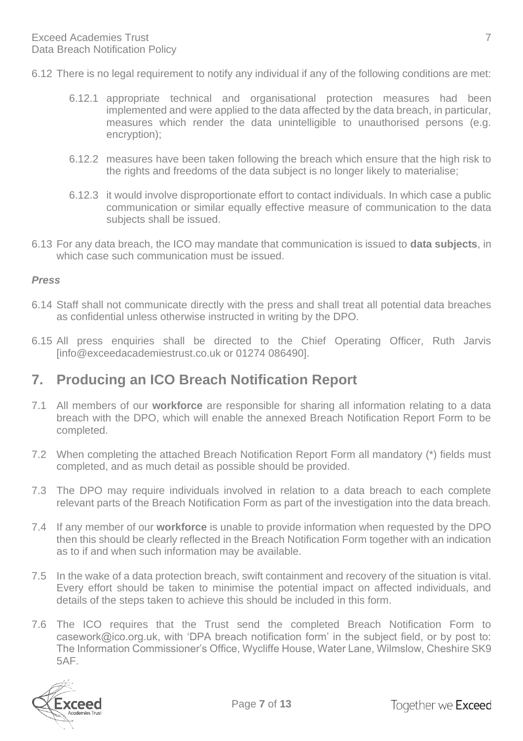6.12 There is no legal requirement to notify any individual if any of the following conditions are met:

6.12.1 appropriate technical and organisational protection measures had been implemented and were applied to the data affected by the data breach, in particular, measures which render the data unintelligible to unauthorised persons (e.g. encryption);

6.12.2 measures have been taken following the breach which ensure that the high risk to the rights and freedoms of the data subject is no longer likely to materialise;

6.12.3 it would involve disproportionate effort to contact individuals. In which case a public communication or similar equally effective measure of communication to the data subjects shall be issued.

6.13 For any data breach, the ICO may mandate that communication is issued to **data subjects**, in which case such communication must be issued.

***Press***

6.14 Staff shall not communicate directly with the press and shall treat all potential data breaches as confidential unless otherwise instructed in writing by the DPO.

6.15 All press enquiries shall be directed to the Chief Operating Officer, Ruth Jarvis [info@exceedacademiestrust.co.uk or 01274 086490].

## 7. Producing an ICO Breach Notification Report

7.1 All members of our **workforce** are responsible for sharing all information relating to a data breach with the DPO, which will enable the annexed Breach Notification Report Form to be completed.

7.2 When completing the attached Breach Notification Report Form all mandatory (*) fields must completed, and as much detail as possible should be provided.

7.3 The DPO may require individuals involved in relation to a data breach to each complete relevant parts of the Breach Notification Form as part of the investigation into the data breach.

7.4 If any member of our **workforce** is unable to provide information when requested by the DPO then this should be clearly reflected in the Breach Notification Form together with an indication as to if and when such information may be available.

7.5 In the wake of a data protection breach, swift containment and recovery of the situation is vital. Every effort should be taken to minimise the potential impact on affected individuals, and details of the steps taken to achieve this should be included in this form.

7.6 The ICO requires that the Trust send the completed Breach Notification Form to casework@ico.org.uk, with 'DPA breach notification form' in the subject field, or by post to: The Information Commissioner's Office, Wycliffe House, Water Lane, Wilmslow, Cheshire SK9 5AF.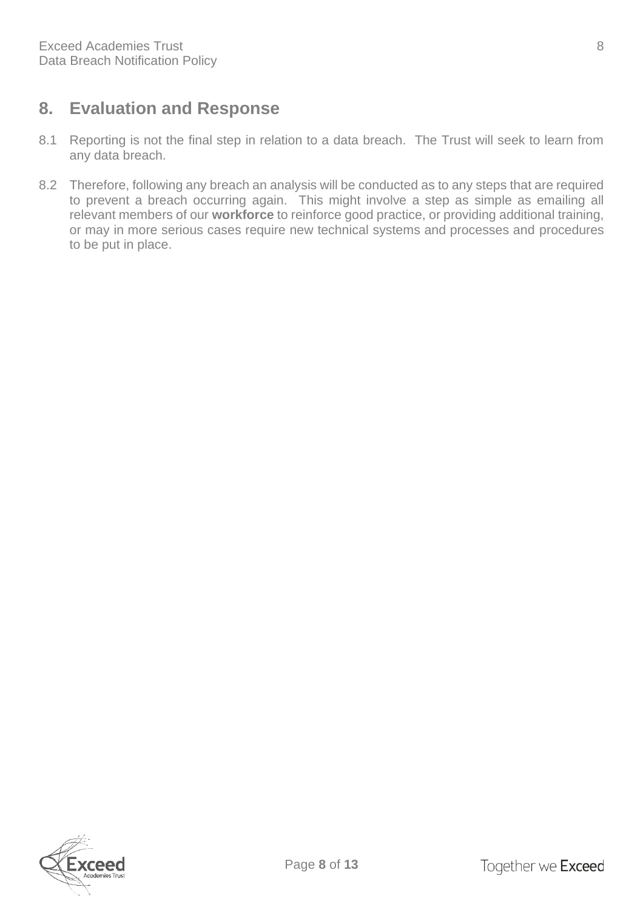## 8. Evaluation and Response

8.1 Reporting is not the final step in relation to a data breach. The Trust will seek to learn from any data breach.

8.2 Therefore, following any breach an analysis will be conducted as to any steps that are required to prevent a breach occurring again. This might involve a step as simple as emailing all relevant members of our **workforce** to reinforce good practice, or providing additional training, or may in more serious cases require new technical systems and processes and procedures to be put in place.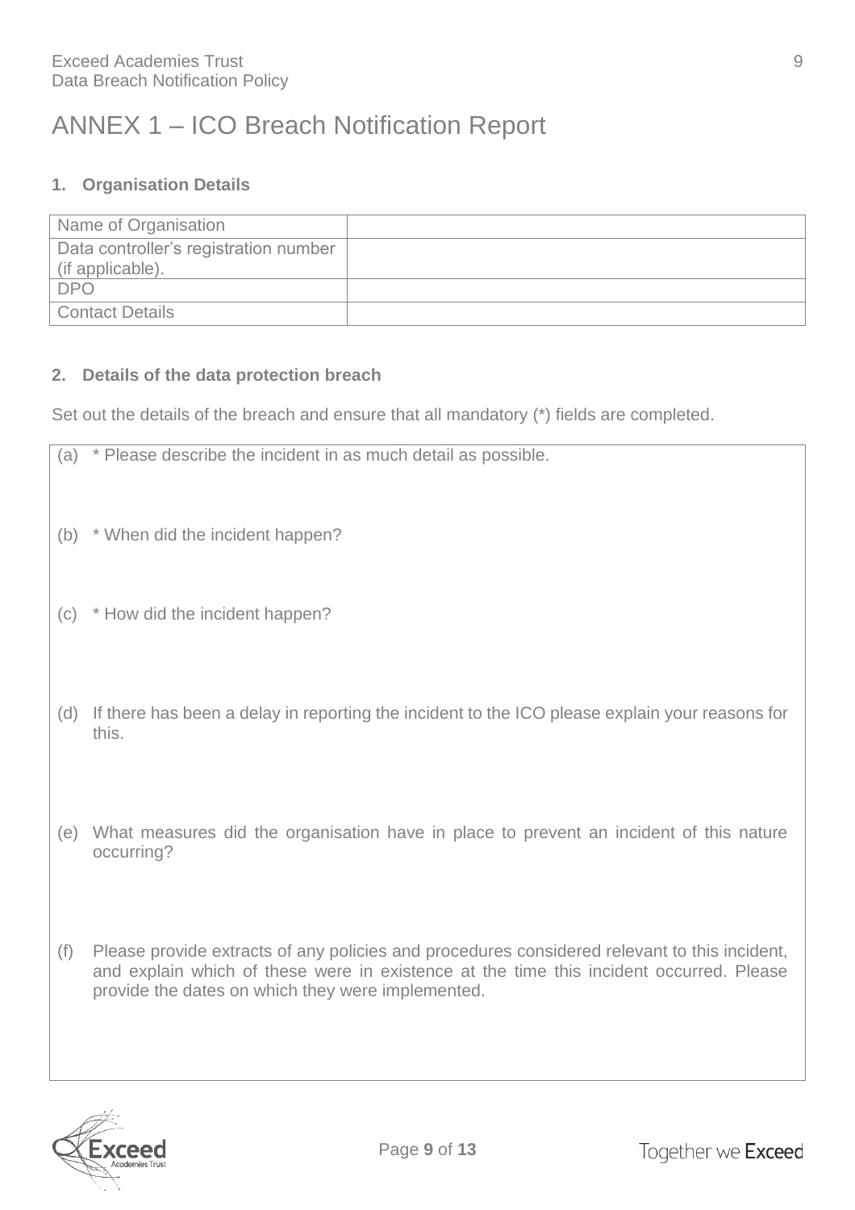# ANNEX 1 – ICO Breach Notification Report

## 1. Organisation Details

| Name of Organisation | |
|---|---|
| Data controller's registration number (if applicable). | |
| DPO | |
| Contact Details | |

## 2. Details of the data protection breach

Set out the details of the breach and ensure that all mandatory (*) fields are completed.

(a) * Please describe the incident in as much detail as possible.

(b) * When did the incident happen?

(c) * How did the incident happen?

(d) If there has been a delay in reporting the incident to the ICO please explain your reasons for this.

(e) What measures did the organisation have in place to prevent an incident of this nature occurring?

(f) Please provide extracts of any policies and procedures considered relevant to this incident, and explain which of these were in existence at the time this incident occurred. Please provide the dates on which they were implemented.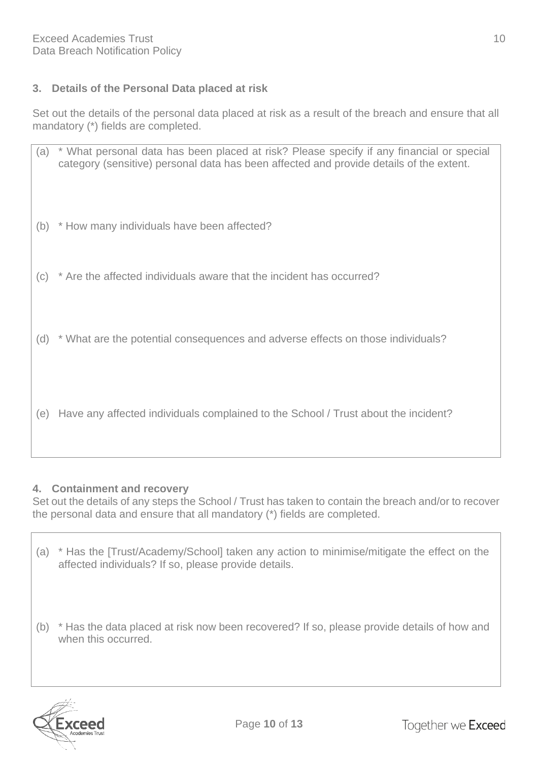### 3. Details of the Personal Data placed at risk

Set out the details of the personal data placed at risk as a result of the breach and ensure that all mandatory (*) fields are completed.

(a) * What personal data has been placed at risk? Please specify if any financial or special category (sensitive) personal data has been affected and provide details of the extent.

(b) * How many individuals have been affected?

(c) * Are the affected individuals aware that the incident has occurred?

(d) * What are the potential consequences and adverse effects on those individuals?

(e) Have any affected individuals complained to the School / Trust about the incident?

### 4. Containment and recovery

Set out the details of any steps the School / Trust has taken to contain the breach and/or to recover the personal data and ensure that all mandatory (*) fields are completed.

(a) * Has the [Trust/Academy/School] taken any action to minimise/mitigate the effect on the affected individuals? If so, please provide details.

(b) * Has the data placed at risk now been recovered? If so, please provide details of how and when this occurred.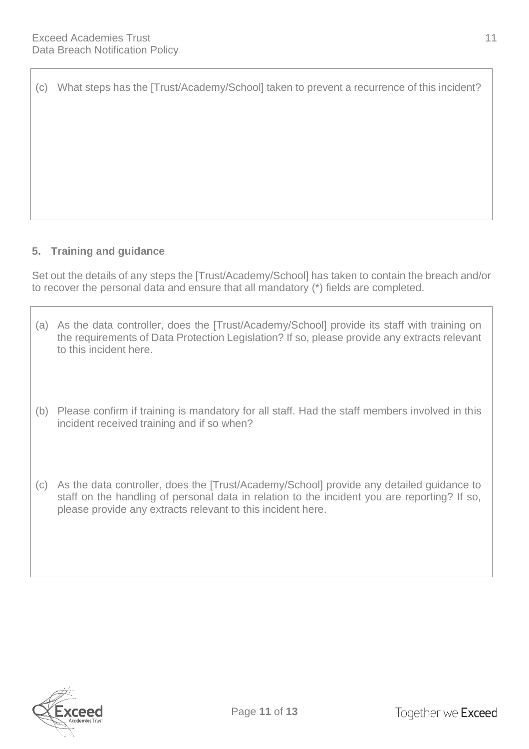(c) What steps has the [Trust/Academy/School] taken to prevent a recurrence of this incident?

## 5. Training and guidance

Set out the details of any steps the [Trust/Academy/School] has taken to contain the breach and/or to recover the personal data and ensure that all mandatory (*) fields are completed.

(a) As the data controller, does the [Trust/Academy/School] provide its staff with training on the requirements of Data Protection Legislation? If so, please provide any extracts relevant to this incident here.

(b) Please confirm if training is mandatory for all staff. Had the staff members involved in this incident received training and if so when?

(c) As the data controller, does the [Trust/Academy/School] provide any detailed guidance to staff on the handling of personal data in relation to the incident you are reporting? If so, please provide any extracts relevant to this incident here.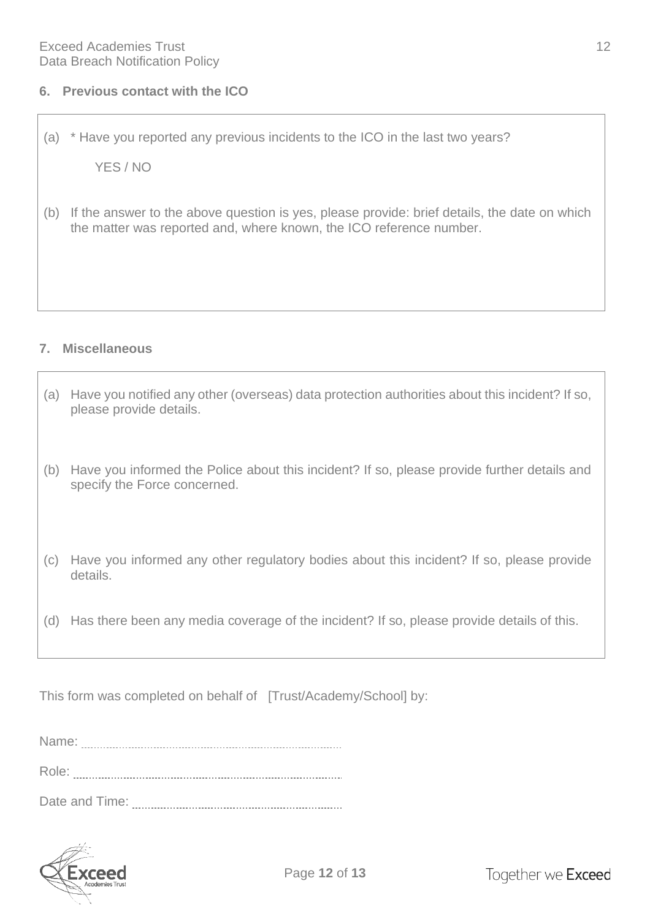## 6. Previous contact with the ICO

(a) * Have you reported any previous incidents to the ICO in the last two years?

YES / NO

(b) If the answer to the above question is yes, please provide: brief details, the date on which the matter was reported and, where known, the ICO reference number.

## 7. Miscellaneous

(a) Have you notified any other (overseas) data protection authorities about this incident? If so, please provide details.

(b) Have you informed the Police about this incident? If so, please provide further details and specify the Force concerned.

(c) Have you informed any other regulatory bodies about this incident? If so, please provide details.

(d) Has there been any media coverage of the incident? If so, please provide details of this.

This form was completed on behalf of [Trust/Academy/School] by:

Name: ..........................................................................

Role: ..........................................................................

Date and Time: ..........................................................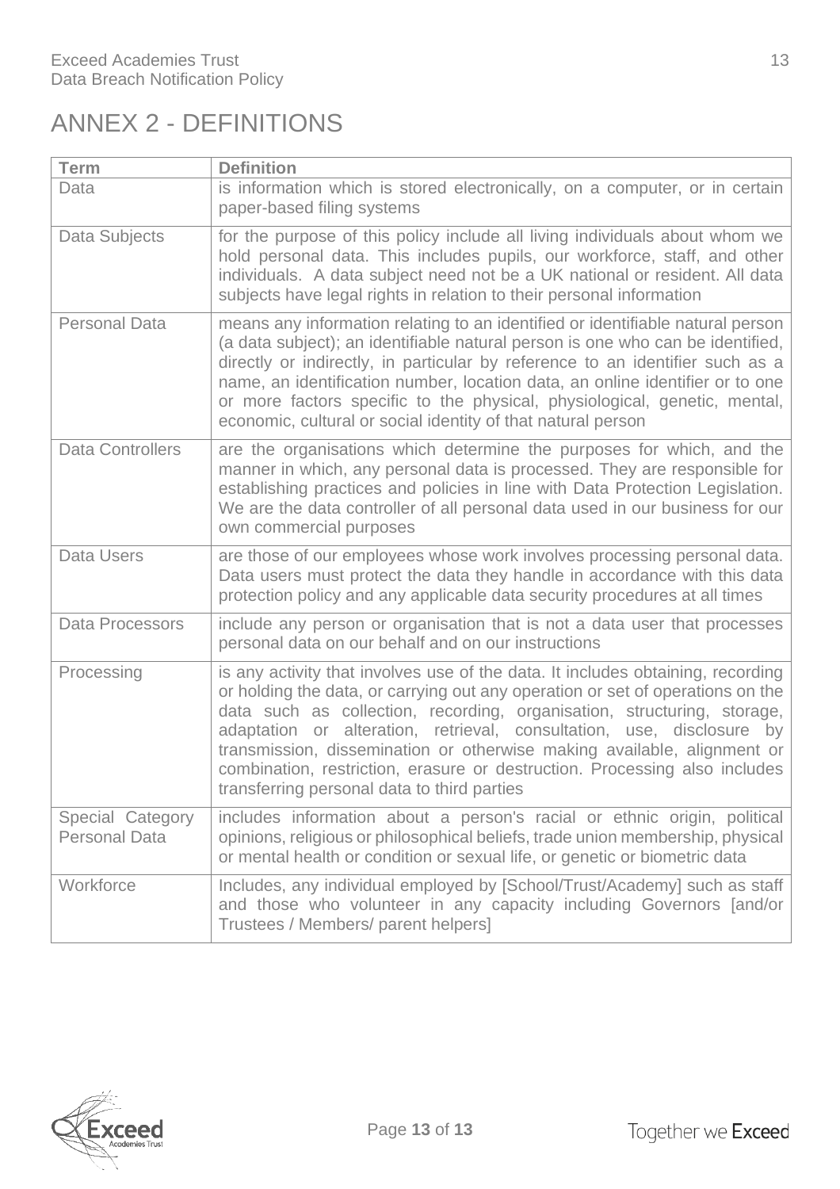# ANNEX 2 - DEFINITIONS

| Term | Definition |
|---|---|
| Data | is information which is stored electronically, on a computer, or in certain paper-based filing systems |
| Data Subjects | for the purpose of this policy include all living individuals about whom we hold personal data. This includes pupils, our workforce, staff, and other individuals. A data subject need not be a UK national or resident. All data subjects have legal rights in relation to their personal information |
| Personal Data | means any information relating to an identified or identifiable natural person (a data subject); an identifiable natural person is one who can be identified, directly or indirectly, in particular by reference to an identifier such as a name, an identification number, location data, an online identifier or to one or more factors specific to the physical, physiological, genetic, mental, economic, cultural or social identity of that natural person |
| Data Controllers | are the organisations which determine the purposes for which, and the manner in which, any personal data is processed. They are responsible for establishing practices and policies in line with Data Protection Legislation. We are the data controller of all personal data used in our business for our own commercial purposes |
| Data Users | are those of our employees whose work involves processing personal data. Data users must protect the data they handle in accordance with this data protection policy and any applicable data security procedures at all times |
| Data Processors | include any person or organisation that is not a data user that processes personal data on our behalf and on our instructions |
| Processing | is any activity that involves use of the data. It includes obtaining, recording or holding the data, or carrying out any operation or set of operations on the data such as collection, recording, organisation, structuring, storage, adaptation or alteration, retrieval, consultation, use, disclosure by transmission, dissemination or otherwise making available, alignment or combination, restriction, erasure or destruction. Processing also includes transferring personal data to third parties |
| Special Category Personal Data | includes information about a person's racial or ethnic origin, political opinions, religious or philosophical beliefs, trade union membership, physical or mental health or condition or sexual life, or genetic or biometric data |
| Workforce | Includes, any individual employed by [School/Trust/Academy] such as staff and those who volunteer in any capacity including Governors [and/or Trustees / Members/ parent helpers] |